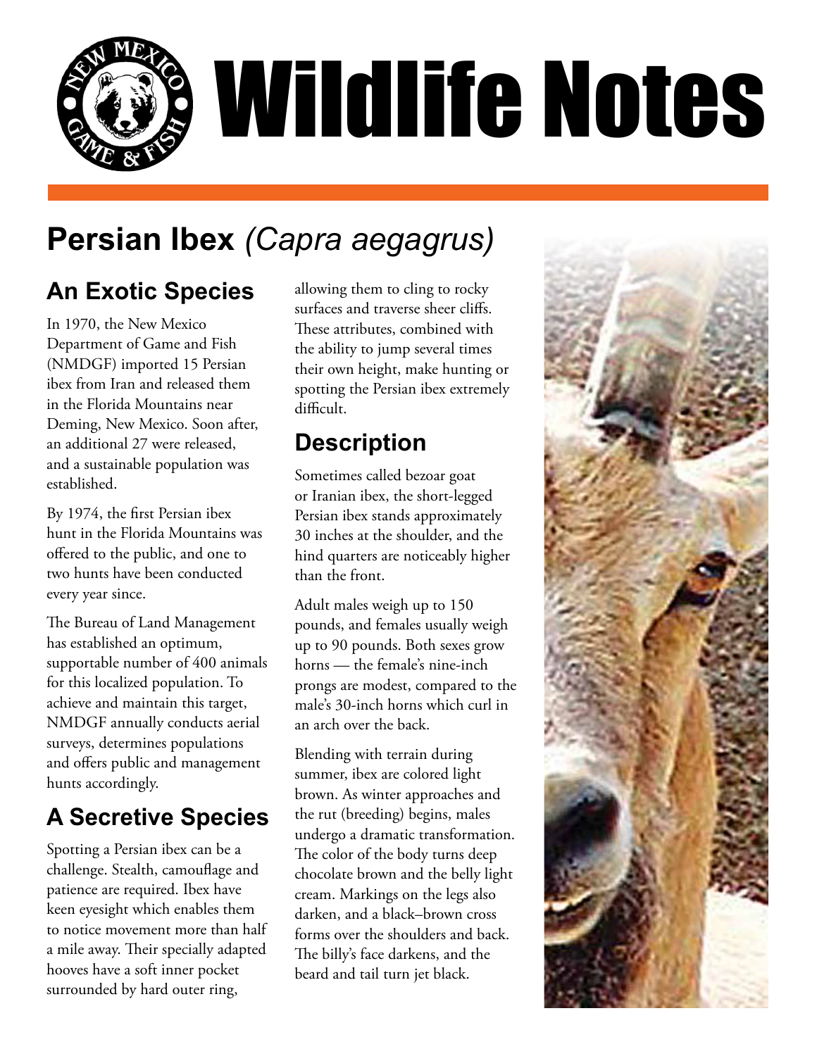# Wildlife Notes

## Persian Ibex *(Capra aegagrus)*

### An Exotic Species

In 1970, the New Mexico Department of Game and Fish (NMDGF) imported 15 Persian ibex from Iran and released them in the Florida Mountains near Deming, New Mexico. Soon after, an additional 27 were released, and a sustainable population was established.

By 1974, the first Persian ibex hunt in the Florida Mountains was offered to the public, and one to two hunts have been conducted every year since.

The Bureau of Land Management has established an optimum, supportable number of 400 animals for this localized population. To achieve and maintain this target, NMDGF annually conducts aerial surveys, determines populations and offers public and management hunts accordingly.

### A Secretive Species

Spotting a Persian ibex can be a challenge. Stealth, camouflage and patience are required. Ibex have keen eyesight which enables them to notice movement more than half a mile away. Their specially adapted hooves have a soft inner pocket surrounded by hard outer ring, allowing them to cling to rocky surfaces and traverse sheer cliffs. These attributes, combined with the ability to jump several times their own height, make hunting or spotting the Persian ibex extremely difficult.

### Description

Sometimes called bezoar goat or Iranian ibex, the short-legged Persian ibex stands approximately 30 inches at the shoulder, and the hind quarters are noticeably higher than the front.

Adult males weigh up to 150 pounds, and females usually weigh up to 90 pounds. Both sexes grow horns — the female's nine-inch prongs are modest, compared to the male's 30-inch horns which curl in an arch over the back.

Blending with terrain during summer, ibex are colored light brown. As winter approaches and the rut (breeding) begins, males undergo a dramatic transformation. The color of the body turns deep chocolate brown and the belly light cream. Markings on the legs also darken, and a black–brown cross forms over the shoulders and back. The billy's face darkens, and the beard and tail turn jet black.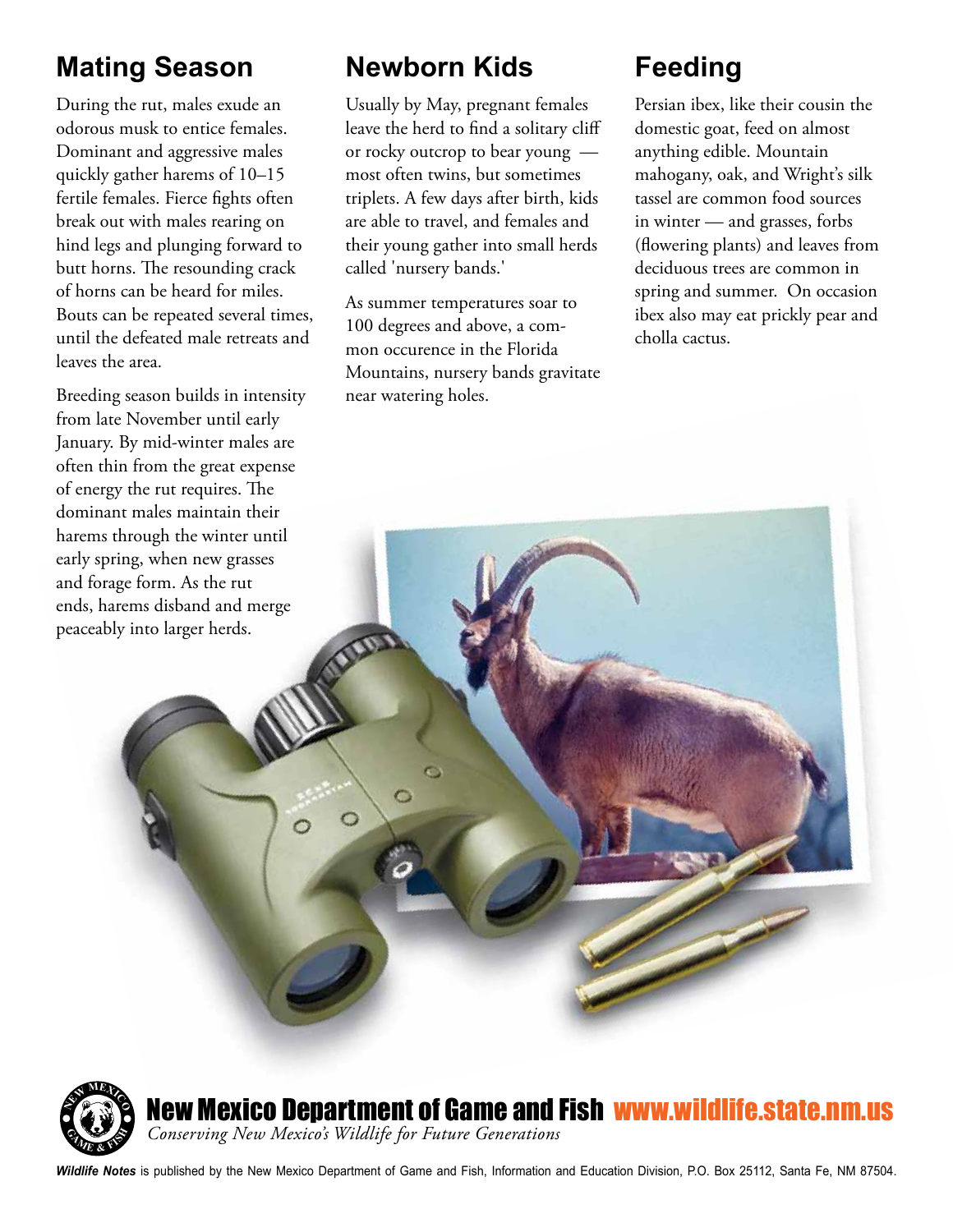## Mating Season

During the rut, males exude an odorous musk to entice females. Dominant and aggressive males quickly gather harems of 10–15 fertile females. Fierce fights often break out with males rearing on hind legs and plunging forward to butt horns. The resounding crack of horns can be heard for miles. Bouts can be repeated several times, until the defeated male retreats and leaves the area.

Breeding season builds in intensity from late November until early January. By mid-winter males are often thin from the great expense of energy the rut requires. The dominant males maintain their harems through the winter until early spring, when new grasses and forage form. As the rut ends, harems disband and merge peaceably into larger herds.

## Newborn Kids

Usually by May, pregnant females leave the herd to find a solitary cliff or rocky outcrop to bear young — most often twins, but sometimes triplets. A few days after birth, kids are able to travel, and females and their young gather into small herds called 'nursery bands.'

As summer temperatures soar to 100 degrees and above, a common occurence in the Florida Mountains, nursery bands gravitate near watering holes.

## Feeding

Persian ibex, like their cousin the domestic goat, feed on almost anything edible. Mountain mahogany, oak, and Wright's silk tassel are common food sources in winter — and grasses, forbs (flowering plants) and leaves from deciduous trees are common in spring and summer. On occasion ibex also may eat prickly pear and cholla cactus.

**New Mexico Department of Game and Fish** www.wildlife.state.nm.us
*Conserving New Mexico's Wildlife for Future Generations*

***Wildlife Notes*** is published by the New Mexico Department of Game and Fish, Information and Education Division, P.O. Box 25112, Santa Fe, NM 87504.